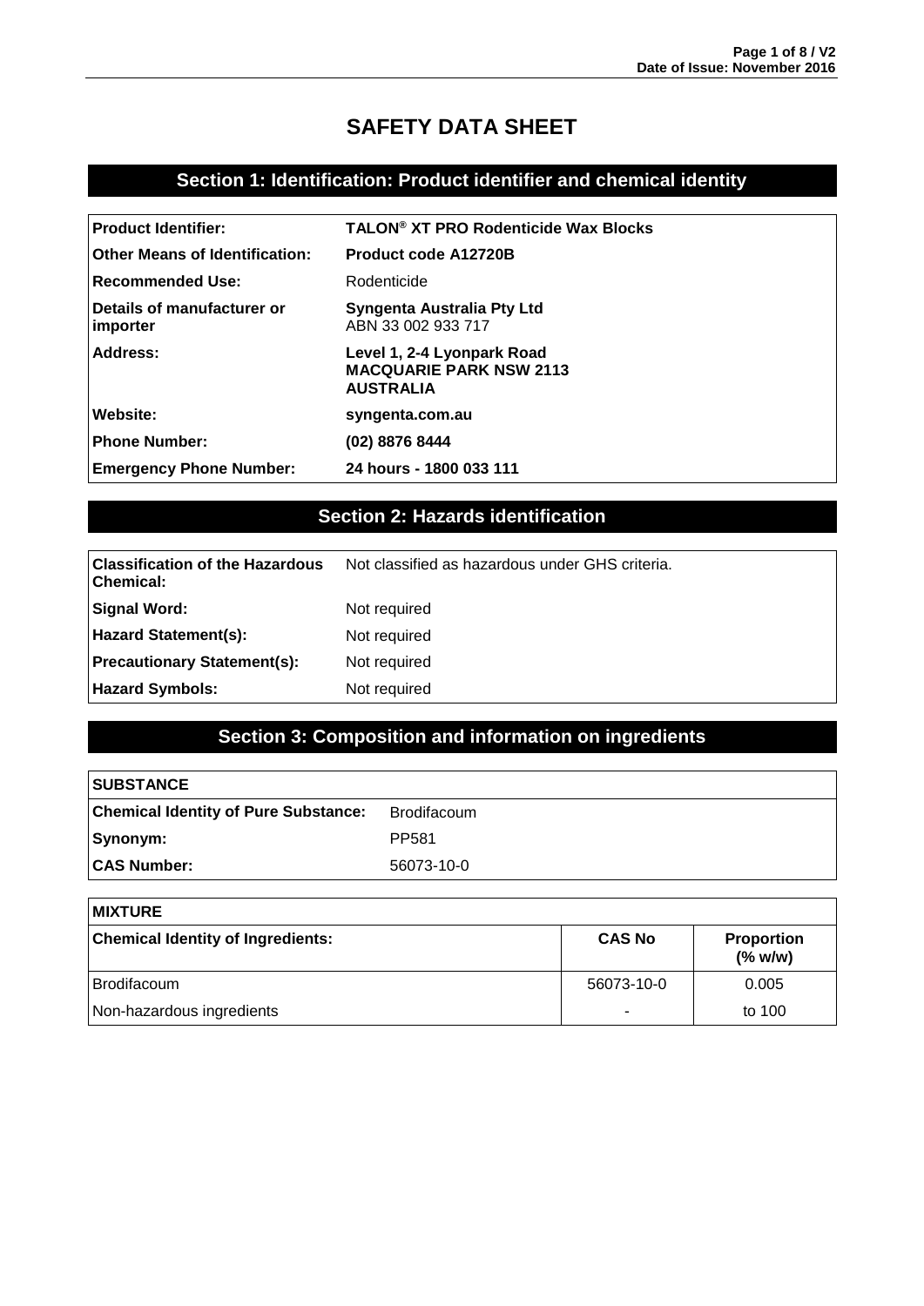# SAFETY DATA SHEET

## Section 1: Identification: Product identifier and chemical identity

| | |
|---|---|
| **Product Identifier:** | **TALON® XT PRO Rodenticide Wax Blocks** |
| **Other Means of Identification:** | **Product code A12720B** |
| **Recommended Use:** | Rodenticide |
| **Details of manufacturer or importer** | **Syngenta Australia Pty Ltd**<br>ABN 33 002 933 717 |
| **Address:** | **Level 1, 2-4 Lyonpark Road**<br>**MACQUARIE PARK NSW 2113**<br>**AUSTRALIA** |
| **Website:** | **syngenta.com.au** |
| **Phone Number:** | **(02) 8876 8444** |
| **Emergency Phone Number:** | **24 hours - 1800 033 111** |

## Section 2: Hazards identification

| | |
|---|---|
| **Classification of the Hazardous Chemical:** | Not classified as hazardous under GHS criteria. |
| **Signal Word:** | Not required |
| **Hazard Statement(s):** | Not required |
| **Precautionary Statement(s):** | Not required |
| **Hazard Symbols:** | Not required |

## Section 3: Composition and information on ingredients

| **SUBSTANCE** | |
|---|---|
| **Chemical Identity of Pure Substance:** | Brodifacoum |
| **Synonym:** | PP581 |
| **CAS Number:** | 56073-10-0 |

**MIXTURE**

| **Chemical Identity of Ingredients:** | **CAS No** | **Proportion (% w/w)** |
|---|---|---|
| Brodifacoum | 56073-10-0 | 0.005 |
| Non-hazardous ingredients | - | to 100 |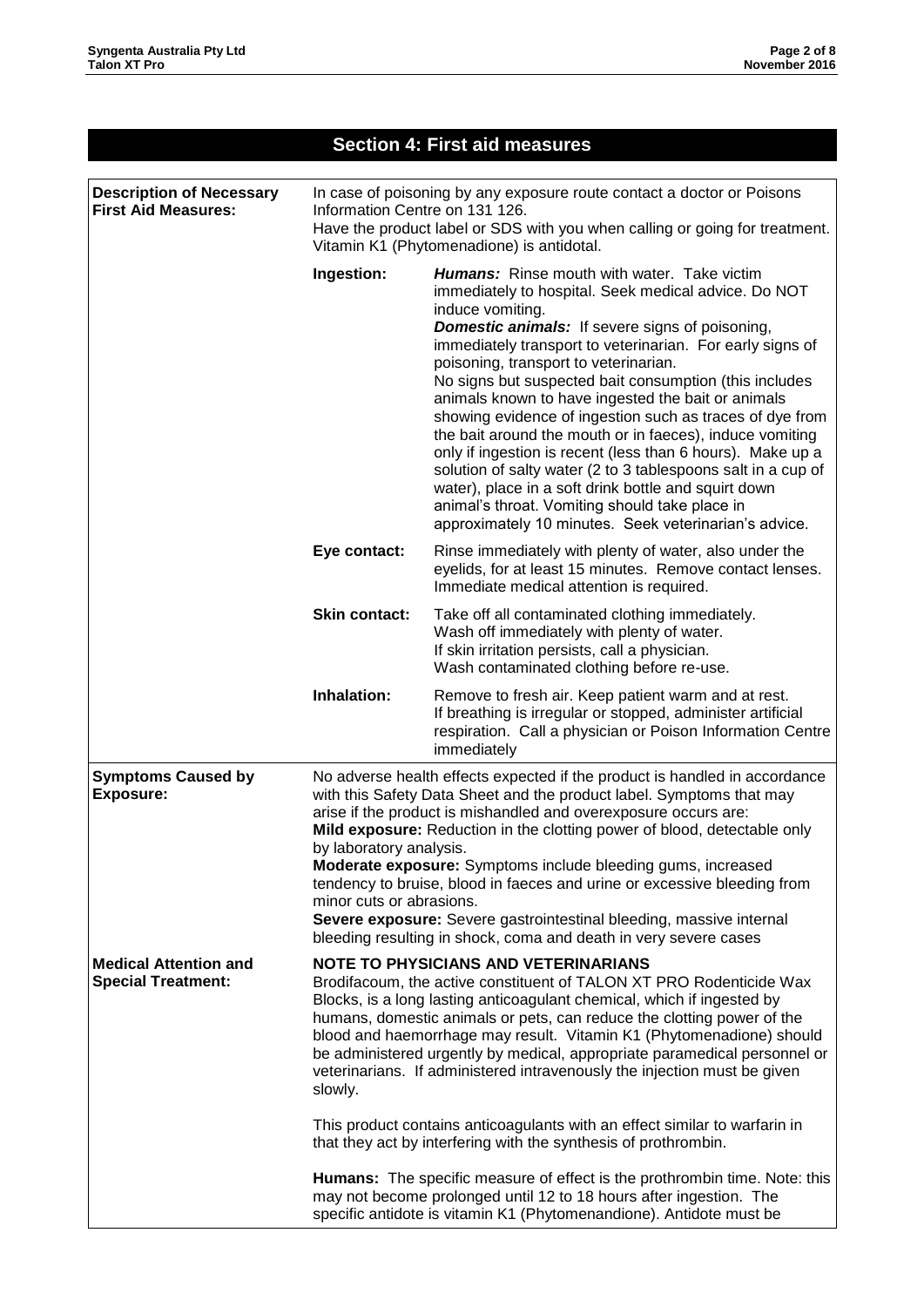## Section 4: First aid measures

| | | |
|---|---|---|
| **Description of Necessary First Aid Measures:** | In case of poisoning by any exposure route contact a doctor or Poisons Information Centre on 131 126.<br>Have the product label or SDS with you when calling or going for treatment.<br>Vitamin K1 (Phytomenadione) is antidotal. | |
| | **Ingestion:** | ***Humans:*** Rinse mouth with water. Take victim immediately to hospital. Seek medical advice. Do NOT induce vomiting.<br>***Domestic animals:*** If severe signs of poisoning, immediately transport to veterinarian. For early signs of poisoning, transport to veterinarian.<br>No signs but suspected bait consumption (this includes animals known to have ingested the bait or animals showing evidence of ingestion such as traces of dye from the bait around the mouth or in faeces), induce vomiting only if ingestion is recent (less than 6 hours). Make up a solution of salty water (2 to 3 tablespoons salt in a cup of water), place in a soft drink bottle and squirt down animal's throat. Vomiting should take place in approximately 10 minutes. Seek veterinarian's advice. |
| | **Eye contact:** | Rinse immediately with plenty of water, also under the eyelids, for at least 15 minutes. Remove contact lenses. Immediate medical attention is required. |
| | **Skin contact:** | Take off all contaminated clothing immediately.<br>Wash off immediately with plenty of water.<br>If skin irritation persists, call a physician.<br>Wash contaminated clothing before re-use. |
| | **Inhalation:** | Remove to fresh air. Keep patient warm and at rest.<br>If breathing is irregular or stopped, administer artificial respiration. Call a physician or Poison Information Centre immediately |
| **Symptoms Caused by Exposure:** | No adverse health effects expected if the product is handled in accordance with this Safety Data Sheet and the product label. Symptoms that may arise if the product is mishandled and overexposure occurs are:<br>**Mild exposure:** Reduction in the clotting power of blood, detectable only by laboratory analysis.<br>**Moderate exposure:** Symptoms include bleeding gums, increased tendency to bruise, blood in faeces and urine or excessive bleeding from minor cuts or abrasions.<br>**Severe exposure:** Severe gastrointestinal bleeding, massive internal bleeding resulting in shock, coma and death in very severe cases | |
| **Medical Attention and Special Treatment:** | **NOTE TO PHYSICIANS AND VETERINARIANS**<br>Brodifacoum, the active constituent of TALON XT PRO Rodenticide Wax Blocks, is a long lasting anticoagulant chemical, which if ingested by humans, domestic animals or pets, can reduce the clotting power of the blood and haemorrhage may result. Vitamin K1 (Phytomenadione) should be administered urgently by medical, appropriate paramedical personnel or veterinarians. If administered intravenously the injection must be given slowly.<br><br>This product contains anticoagulants with an effect similar to warfarin in that they act by interfering with the synthesis of prothrombin.<br><br>**Humans:** The specific measure of effect is the prothrombin time. Note: this may not become prolonged until 12 to 18 hours after ingestion. The specific antidote is vitamin K1 (Phytomenandione). Antidote must be | |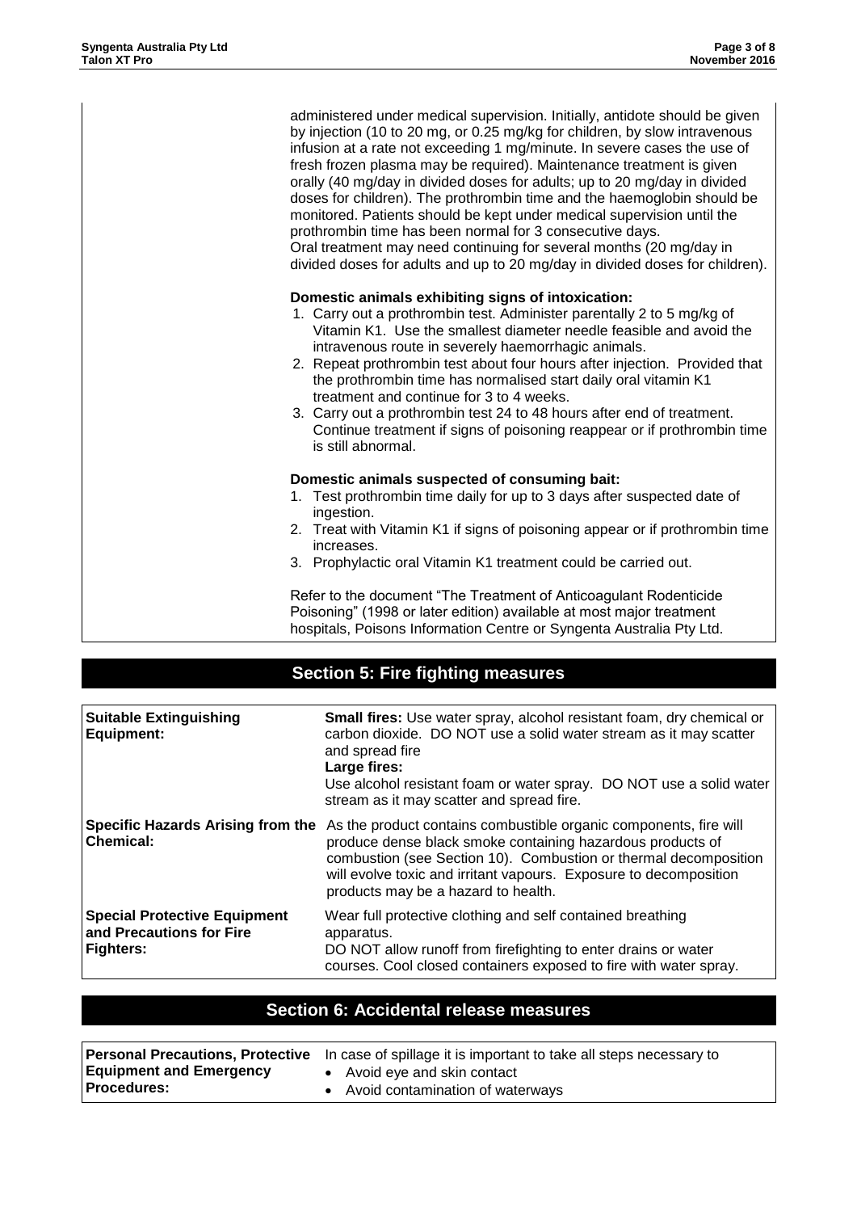| | |
|---|---|
| | administered under medical supervision. Initially, antidote should be given by injection (10 to 20 mg, or 0.25 mg/kg for children, by slow intravenous infusion at a rate not exceeding 1 mg/minute. In severe cases the use of fresh frozen plasma may be required). Maintenance treatment is given orally (40 mg/day in divided doses for adults; up to 20 mg/day in divided doses for children). The prothrombin time and the haemoglobin should be monitored. Patients should be kept under medical supervision until the prothrombin time has been normal for 3 consecutive days.<br>Oral treatment may need continuing for several months (20 mg/day in divided doses for adults and up to 20 mg/day in divided doses for children).<br><br>**Domestic animals exhibiting signs of intoxication:**<br>1. Carry out a prothrombin test. Administer parentally 2 to 5 mg/kg of Vitamin K1. Use the smallest diameter needle feasible and avoid the intravenous route in severely haemorrhagic animals.<br>2. Repeat prothrombin test about four hours after injection. Provided that the prothrombin time has normalised start daily oral vitamin K1 treatment and continue for 3 to 4 weeks.<br>3. Carry out a prothrombin test 24 to 48 hours after end of treatment. Continue treatment if signs of poisoning reappear or if prothrombin time is still abnormal.<br><br>**Domestic animals suspected of consuming bait:**<br>1. Test prothrombin time daily for up to 3 days after suspected date of ingestion.<br>2. Treat with Vitamin K1 if signs of poisoning appear or if prothrombin time increases.<br>3. Prophylactic oral Vitamin K1 treatment could be carried out.<br><br>Refer to the document "The Treatment of Anticoagulant Rodenticide Poisoning" (1998 or later edition) available at most major treatment hospitals, Poisons Information Centre or Syngenta Australia Pty Ltd. |

## Section 5: Fire fighting measures

| | |
|---|---|
| **Suitable Extinguishing Equipment:** | **Small fires:** Use water spray, alcohol resistant foam, dry chemical or carbon dioxide. DO NOT use a solid water stream as it may scatter and spread fire<br>**Large fires:**<br>Use alcohol resistant foam or water spray. DO NOT use a solid water stream as it may scatter and spread fire. |
| **Specific Hazards Arising from the Chemical:** | As the product contains combustible organic components, fire will produce dense black smoke containing hazardous products of combustion (see Section 10). Combustion or thermal decomposition will evolve toxic and irritant vapours. Exposure to decomposition products may be a hazard to health. |
| **Special Protective Equipment and Precautions for Fire Fighters:** | Wear full protective clothing and self contained breathing apparatus.<br>DO NOT allow runoff from firefighting to enter drains or water courses. Cool closed containers exposed to fire with water spray. |

## Section 6: Accidental release measures

| | |
|---|---|
| **Personal Precautions, Protective Equipment and Emergency Procedures:** | In case of spillage it is important to take all steps necessary to<br>• Avoid eye and skin contact<br>• Avoid contamination of waterways |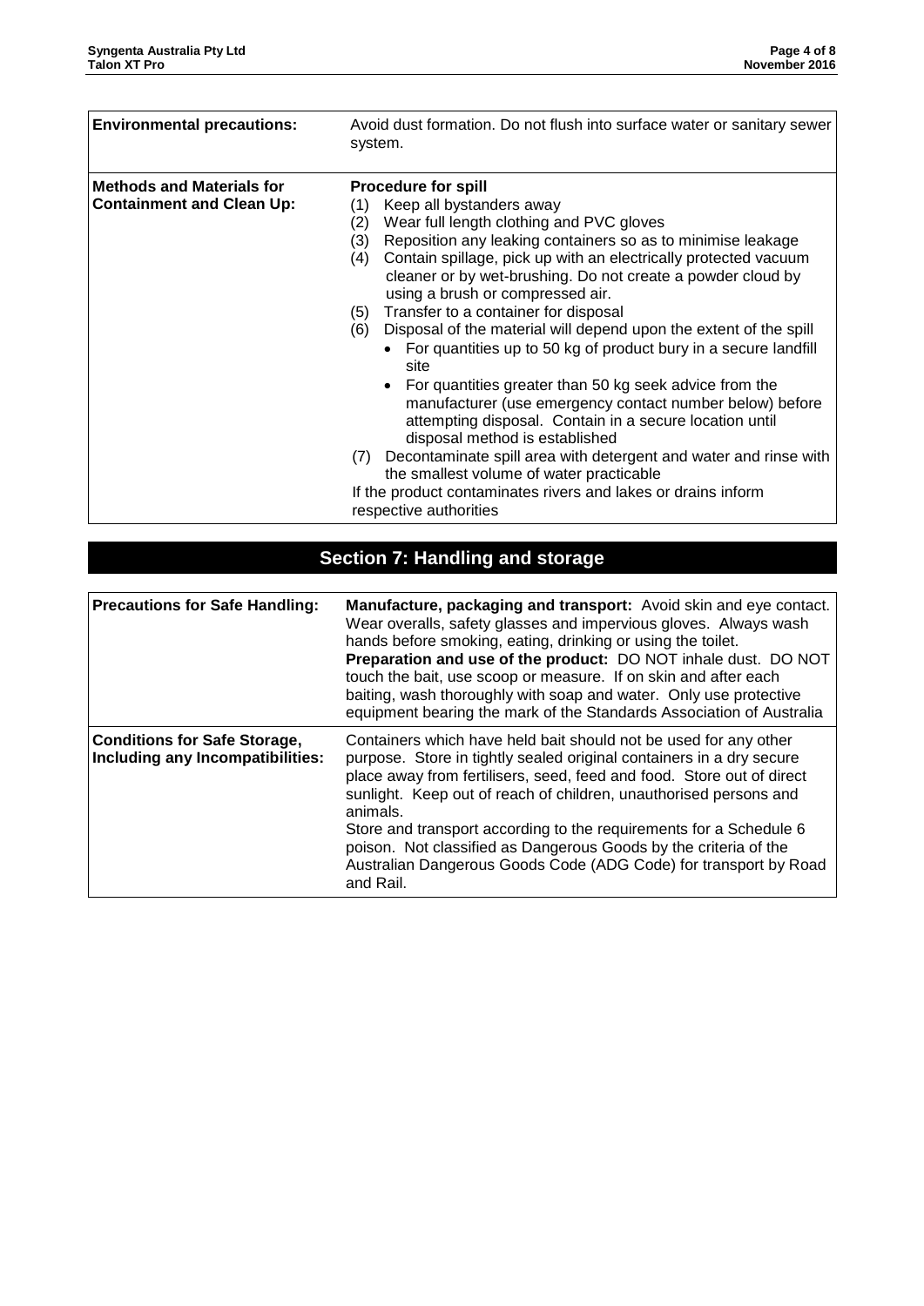| | |
|---|---|
| **Environmental precautions:** | Avoid dust formation. Do not flush into surface water or sanitary sewer system. |
| **Methods and Materials for Containment and Clean Up:** | **Procedure for spill**<br>(1) Keep all bystanders away<br>(2) Wear full length clothing and PVC gloves<br>(3) Reposition any leaking containers so as to minimise leakage<br>(4) Contain spillage, pick up with an electrically protected vacuum cleaner or by wet-brushing. Do not create a powder cloud by using a brush or compressed air.<br>(5) Transfer to a container for disposal<br>(6) Disposal of the material will depend upon the extent of the spill<br>• For quantities up to 50 kg of product bury in a secure landfill site<br>• For quantities greater than 50 kg seek advice from the manufacturer (use emergency contact number below) before attempting disposal. Contain in a secure location until disposal method is established<br>(7) Decontaminate spill area with detergent and water and rinse with the smallest volume of water practicable<br>If the product contaminates rivers and lakes or drains inform respective authorities |

## Section 7: Handling and storage

| | |
|---|---|
| **Precautions for Safe Handling:** | **Manufacture, packaging and transport:** Avoid skin and eye contact. Wear overalls, safety glasses and impervious gloves. Always wash hands before smoking, eating, drinking or using the toilet.<br>**Preparation and use of the product:** DO NOT inhale dust. DO NOT touch the bait, use scoop or measure. If on skin and after each baiting, wash thoroughly with soap and water. Only use protective equipment bearing the mark of the Standards Association of Australia |
| **Conditions for Safe Storage, Including any Incompatibilities:** | Containers which have held bait should not be used for any other purpose. Store in tightly sealed original containers in a dry secure place away from fertilisers, seed, feed and food. Store out of direct sunlight. Keep out of reach of children, unauthorised persons and animals.<br>Store and transport according to the requirements for a Schedule 6 poison. Not classified as Dangerous Goods by the criteria of the Australian Dangerous Goods Code (ADG Code) for transport by Road and Rail. |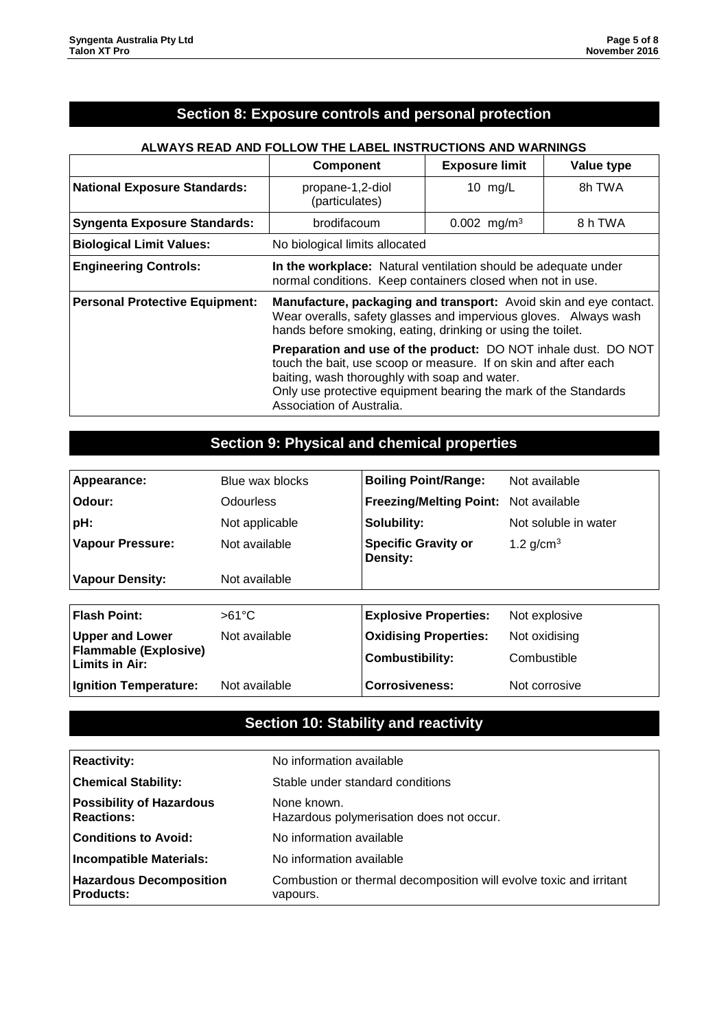## Section 8: Exposure controls and personal protection

**ALWAYS READ AND FOLLOW THE LABEL INSTRUCTIONS AND WARNINGS**

| | Component | Exposure limit | Value type |
|---|---|---|---|
| **National Exposure Standards:** | propane-1,2-diol (particulates) | 10 mg/L | 8h TWA |
| **Syngenta Exposure Standards:** | brodifacoum | 0.002 mg/m$^3$ | 8 h TWA |
| **Biological Limit Values:** | No biological limits allocated | | |
| **Engineering Controls:** | **In the workplace:** Natural ventilation should be adequate under normal conditions. Keep containers closed when not in use. | | |
| **Personal Protective Equipment:** | **Manufacture, packaging and transport:** Avoid skin and eye contact. Wear overalls, safety glasses and impervious gloves. Always wash hands before smoking, eating, drinking or using the toilet.<br>**Preparation and use of the product:** DO NOT inhale dust. DO NOT touch the bait, use scoop or measure. If on skin and after each baiting, wash thoroughly with soap and water.<br>Only use protective equipment bearing the mark of the Standards Association of Australia. | | |

## Section 9: Physical and chemical properties

| | | | |
|---|---|---|---|
| **Appearance:** | Blue wax blocks | **Boiling Point/Range:** | Not available |
| **Odour:** | Odourless | **Freezing/Melting Point:** | Not available |
| **pH:** | Not applicable | **Solubility:** | Not soluble in water |
| **Vapour Pressure:** | Not available | **Specific Gravity or Density:** | 1.2 g/cm$^3$ |
| **Vapour Density:** | Not available | | |

| | | | |
|---|---|---|---|
| **Flash Point:** | >61°C | **Explosive Properties:** | Not explosive |
| **Upper and Lower Flammable (Explosive) Limits in Air:** | Not available | **Oxidising Properties:** | Not oxidising |
| | | **Combustibility:** | Combustible |
| **Ignition Temperature:** | Not available | **Corrosiveness:** | Not corrosive |

## Section 10: Stability and reactivity

| | |
|---|---|
| **Reactivity:** | No information available |
| **Chemical Stability:** | Stable under standard conditions |
| **Possibility of Hazardous Reactions:** | None known.<br>Hazardous polymerisation does not occur. |
| **Conditions to Avoid:** | No information available |
| **Incompatible Materials:** | No information available |
| **Hazardous Decomposition Products:** | Combustion or thermal decomposition will evolve toxic and irritant vapours. |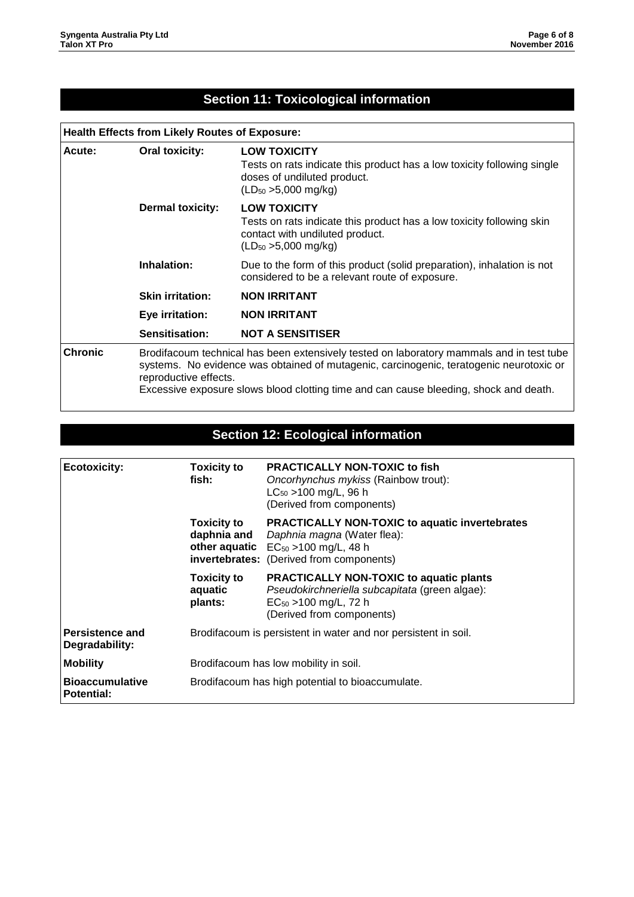## Section 11: Toxicological information

| Health Effects from Likely Routes of Exposure: | | |
|---|---|---|
| **Acute:** | **Oral toxicity:** | **LOW TOXICITY**<br>Tests on rats indicate this product has a low toxicity following single doses of undiluted product.<br>($LD_{50}$ >5,000 mg/kg) |
| | **Dermal toxicity:** | **LOW TOXICITY**<br>Tests on rats indicate this product has a low toxicity following skin contact with undiluted product.<br>($LD_{50}$ >5,000 mg/kg) |
| | **Inhalation:** | Due to the form of this product (solid preparation), inhalation is not considered to be a relevant route of exposure. |
| | **Skin irritation:** | **NON IRRITANT** |
| | **Eye irritation:** | **NON IRRITANT** |
| | **Sensitisation:** | **NOT A SENSITISER** |
| **Chronic** | Brodifacoum technical has been extensively tested on laboratory mammals and in test tube systems. No evidence was obtained of mutagenic, carcinogenic, teratogenic neurotoxic or reproductive effects.<br>Excessive exposure slows blood clotting time and can cause bleeding, shock and death. | |

## Section 12: Ecological information

| | | |
|---|---|---|
| **Ecotoxicity:** | **Toxicity to fish:** | **PRACTICALLY NON-TOXIC to fish**<br>*Oncorhynchus mykiss* (Rainbow trout):<br>$LC_{50}$ >100 mg/L, 96 h<br>(Derived from components) |
| | **Toxicity to daphnia and other aquatic invertebrates:** | **PRACTICALLY NON-TOXIC to aquatic invertebrates**<br>*Daphnia magna* (Water flea):<br>$EC_{50}$ >100 mg/L, 48 h<br>(Derived from components) |
| | **Toxicity to aquatic plants:** | **PRACTICALLY NON-TOXIC to aquatic plants**<br>*Pseudokirchneriella subcapitata* (green algae):<br>$EC_{50}$ >100 mg/L, 72 h<br>(Derived from components) |
| **Persistence and Degradability:** | Brodifacoum is persistent in water and nor persistent in soil. | |
| **Mobility** | Brodifacoum has low mobility in soil. | |
| **Bioaccumulative Potential:** | Brodifacoum has high potential to bioaccumulate. | |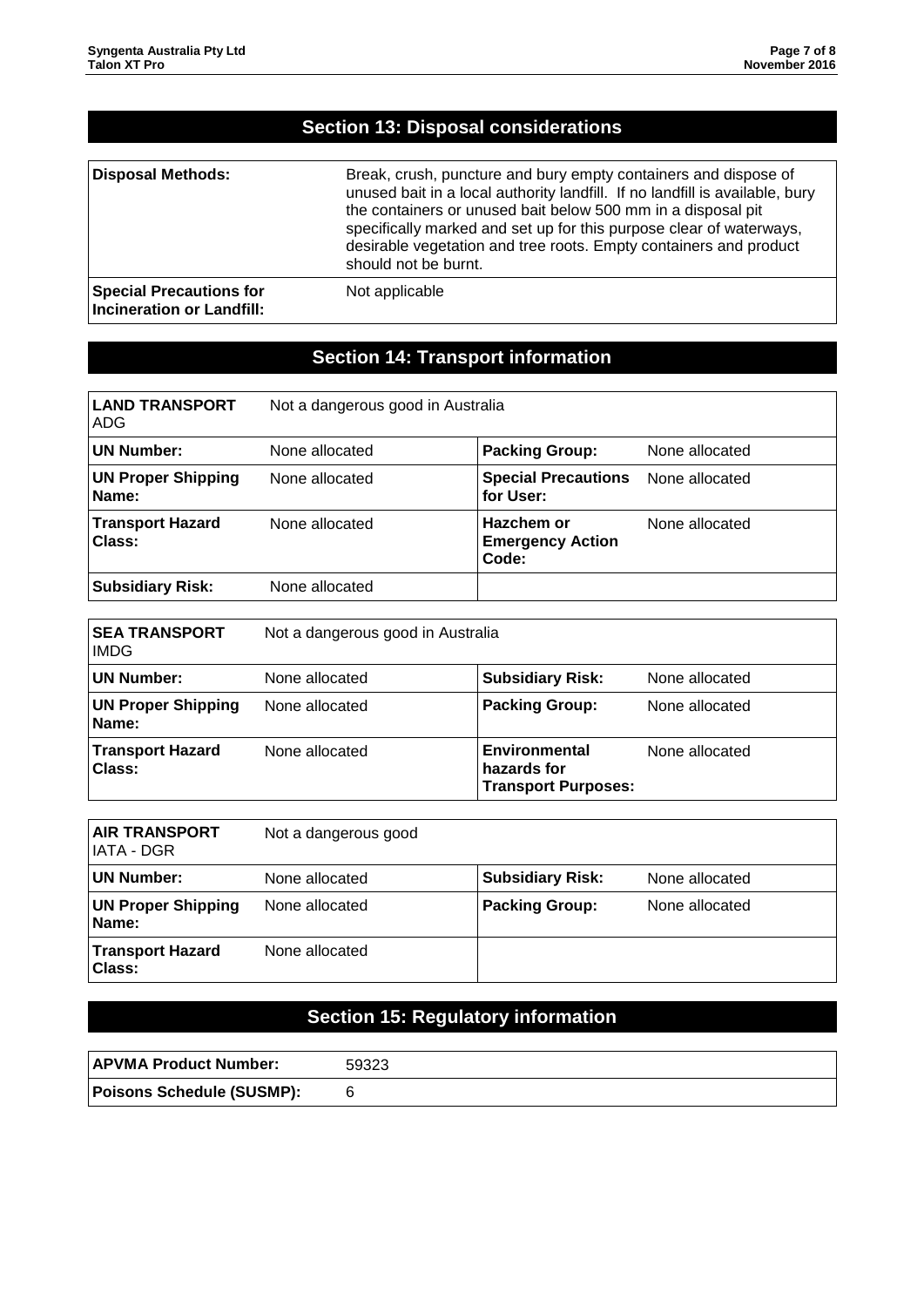## Section 13: Disposal considerations

| | |
|---|---|
| **Disposal Methods:** | Break, crush, puncture and bury empty containers and dispose of unused bait in a local authority landfill. If no landfill is available, bury the containers or unused bait below 500 mm in a disposal pit specifically marked and set up for this purpose clear of waterways, desirable vegetation and tree roots. Empty containers and product should not be burnt. |
| **Special Precautions for Incineration or Landfill:** | Not applicable |

## Section 14: Transport information

| **LAND TRANSPORT** ADG | Not a dangerous good in Australia | | |
|---|---|---|---|
| **UN Number:** | None allocated | **Packing Group:** | None allocated |
| **UN Proper Shipping Name:** | None allocated | **Special Precautions for User:** | None allocated |
| **Transport Hazard Class:** | None allocated | **Hazchem or Emergency Action Code:** | None allocated |
| **Subsidiary Risk:** | None allocated | | |

| **SEA TRANSPORT** IMDG | Not a dangerous good in Australia | | |
|---|---|---|---|
| **UN Number:** | None allocated | **Subsidiary Risk:** | None allocated |
| **UN Proper Shipping Name:** | None allocated | **Packing Group:** | None allocated |
| **Transport Hazard Class:** | None allocated | **Environmental hazards for Transport Purposes:** | None allocated |

| **AIR TRANSPORT** IATA - DGR | Not a dangerous good | | |
|---|---|---|---|
| **UN Number:** | None allocated | **Subsidiary Risk:** | None allocated |
| **UN Proper Shipping Name:** | None allocated | **Packing Group:** | None allocated |
| **Transport Hazard Class:** | None allocated | | |

## Section 15: Regulatory information

| | |
|---|---|
| **APVMA Product Number:** | 59323 |
| **Poisons Schedule (SUSMP):** | 6 |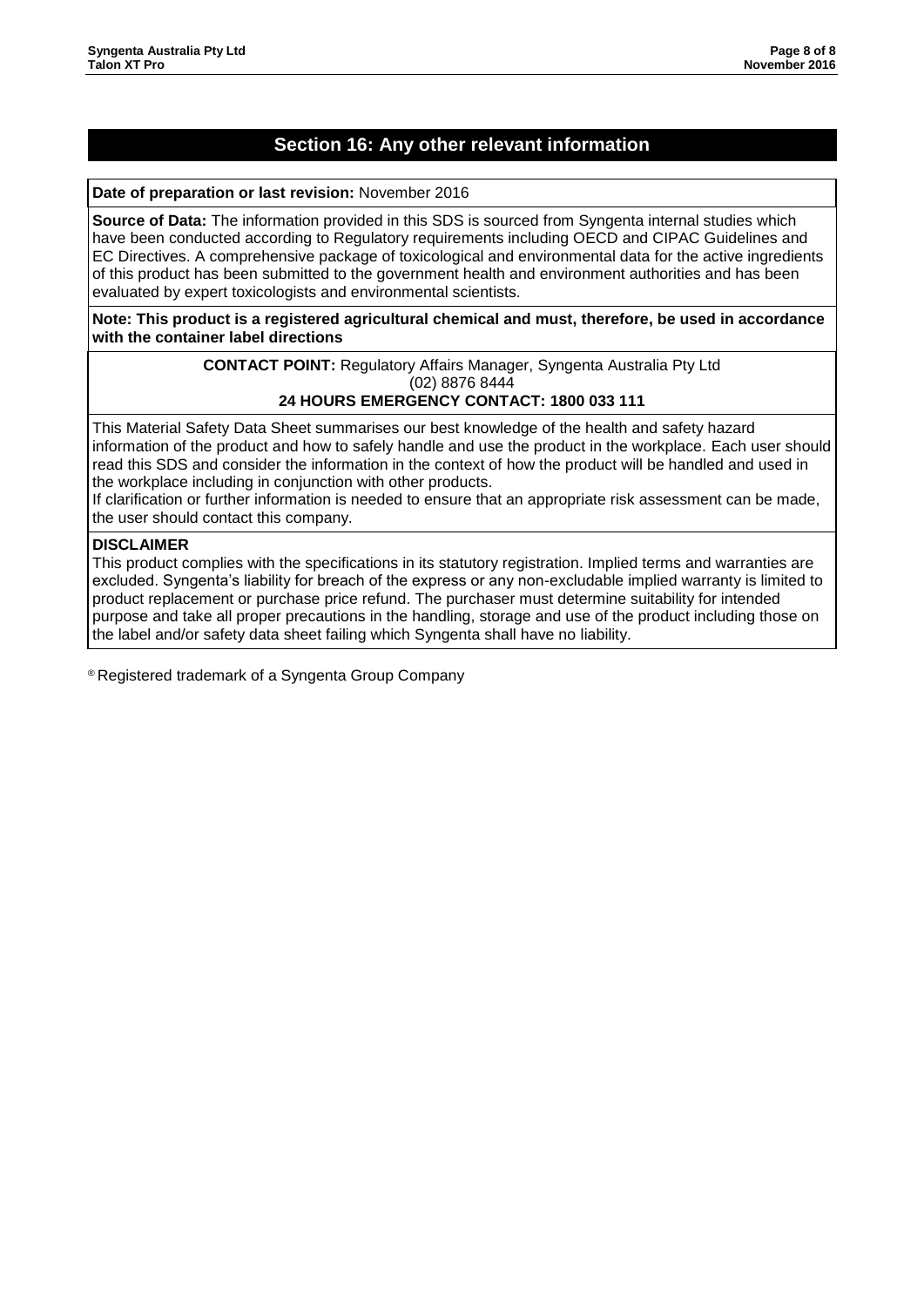## Section 16: Any other relevant information

**Date of preparation or last revision:** November 2016

**Source of Data:** The information provided in this SDS is sourced from Syngenta internal studies which have been conducted according to Regulatory requirements including OECD and CIPAC Guidelines and EC Directives. A comprehensive package of toxicological and environmental data for the active ingredients of this product has been submitted to the government health and environment authorities and has been evaluated by expert toxicologists and environmental scientists.

**Note: This product is a registered agricultural chemical and must, therefore, be used in accordance with the container label directions**

**CONTACT POINT:** Regulatory Affairs Manager, Syngenta Australia Pty Ltd
(02) 8876 8444
**24 HOURS EMERGENCY CONTACT: 1800 033 111**

This Material Safety Data Sheet summarises our best knowledge of the health and safety hazard information of the product and how to safely handle and use the product in the workplace. Each user should read this SDS and consider the information in the context of how the product will be handled and used in the workplace including in conjunction with other products.
If clarification or further information is needed to ensure that an appropriate risk assessment can be made, the user should contact this company.

**DISCLAIMER**
This product complies with the specifications in its statutory registration. Implied terms and warranties are excluded. Syngenta's liability for breach of the express or any non-excludable implied warranty is limited to product replacement or purchase price refund. The purchaser must determine suitability for intended purpose and take all proper precautions in the handling, storage and use of the product including those on the label and/or safety data sheet failing which Syngenta shall have no liability.

® Registered trademark of a Syngenta Group Company